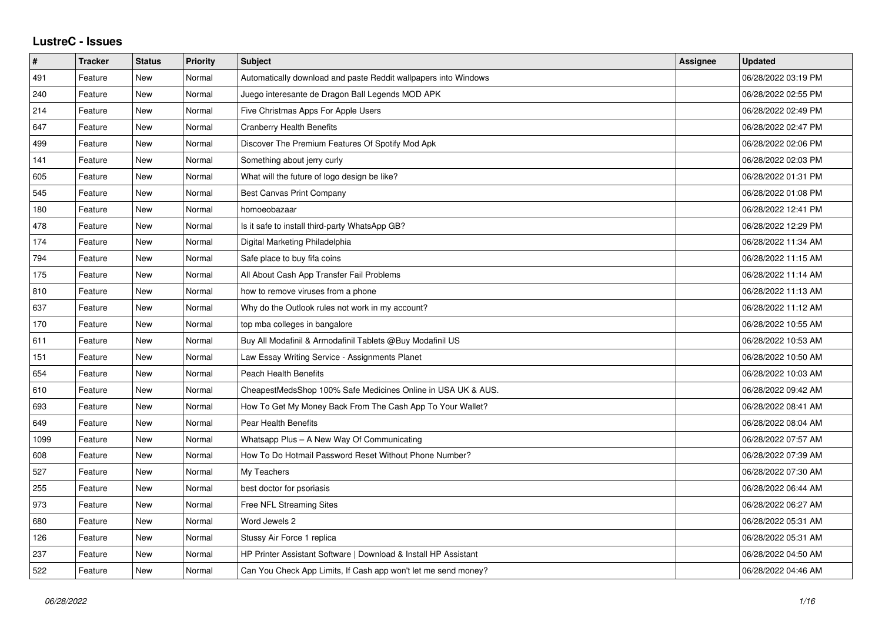# LustreC - Issues

| # | Tracker | Status | Priority | Subject | Assignee | Updated |
|---|---|---|---|---|---|---|
| 491 | Feature | New | Normal | Automatically download and paste Reddit wallpapers into Windows | | 06/28/2022 03:19 PM |
| 240 | Feature | New | Normal | Juego interesante de Dragon Ball Legends MOD APK | | 06/28/2022 02:55 PM |
| 214 | Feature | New | Normal | Five Christmas Apps For Apple Users | | 06/28/2022 02:49 PM |
| 647 | Feature | New | Normal | Cranberry Health Benefits | | 06/28/2022 02:47 PM |
| 499 | Feature | New | Normal | Discover The Premium Features Of Spotify Mod Apk | | 06/28/2022 02:06 PM |
| 141 | Feature | New | Normal | Something about jerry curly | | 06/28/2022 02:03 PM |
| 605 | Feature | New | Normal | What will the future of logo design be like? | | 06/28/2022 01:31 PM |
| 545 | Feature | New | Normal | Best Canvas Print Company | | 06/28/2022 01:08 PM |
| 180 | Feature | New | Normal | homoeobazaar | | 06/28/2022 12:41 PM |
| 478 | Feature | New | Normal | Is it safe to install third-party WhatsApp GB? | | 06/28/2022 12:29 PM |
| 174 | Feature | New | Normal | Digital Marketing Philadelphia | | 06/28/2022 11:34 AM |
| 794 | Feature | New | Normal | Safe place to buy fifa coins | | 06/28/2022 11:15 AM |
| 175 | Feature | New | Normal | All About Cash App Transfer Fail Problems | | 06/28/2022 11:14 AM |
| 810 | Feature | New | Normal | how to remove viruses from a phone | | 06/28/2022 11:13 AM |
| 637 | Feature | New | Normal | Why do the Outlook rules not work in my account? | | 06/28/2022 11:12 AM |
| 170 | Feature | New | Normal | top mba colleges in bangalore | | 06/28/2022 10:55 AM |
| 611 | Feature | New | Normal | Buy All Modafinil & Armodafinil Tablets @Buy Modafinil US | | 06/28/2022 10:53 AM |
| 151 | Feature | New | Normal | Law Essay Writing Service - Assignments Planet | | 06/28/2022 10:50 AM |
| 654 | Feature | New | Normal | Peach Health Benefits | | 06/28/2022 10:03 AM |
| 610 | Feature | New | Normal | CheapestMedsShop 100% Safe Medicines Online in USA UK & AUS. | | 06/28/2022 09:42 AM |
| 693 | Feature | New | Normal | How To Get My Money Back From The Cash App To Your Wallet? | | 06/28/2022 08:41 AM |
| 649 | Feature | New | Normal | Pear Health Benefits | | 06/28/2022 08:04 AM |
| 1099 | Feature | New | Normal | Whatsapp Plus – A New Way Of Communicating | | 06/28/2022 07:57 AM |
| 608 | Feature | New | Normal | How To Do Hotmail Password Reset Without Phone Number? | | 06/28/2022 07:39 AM |
| 527 | Feature | New | Normal | My Teachers | | 06/28/2022 07:30 AM |
| 255 | Feature | New | Normal | best doctor for psoriasis | | 06/28/2022 06:44 AM |
| 973 | Feature | New | Normal | Free NFL Streaming Sites | | 06/28/2022 06:27 AM |
| 680 | Feature | New | Normal | Word Jewels 2 | | 06/28/2022 05:31 AM |
| 126 | Feature | New | Normal | Stussy Air Force 1 replica | | 06/28/2022 05:31 AM |
| 237 | Feature | New | Normal | HP Printer Assistant Software \| Download & Install HP Assistant | | 06/28/2022 04:50 AM |
| 522 | Feature | New | Normal | Can You Check App Limits, If Cash app won't let me send money? | | 06/28/2022 04:46 AM |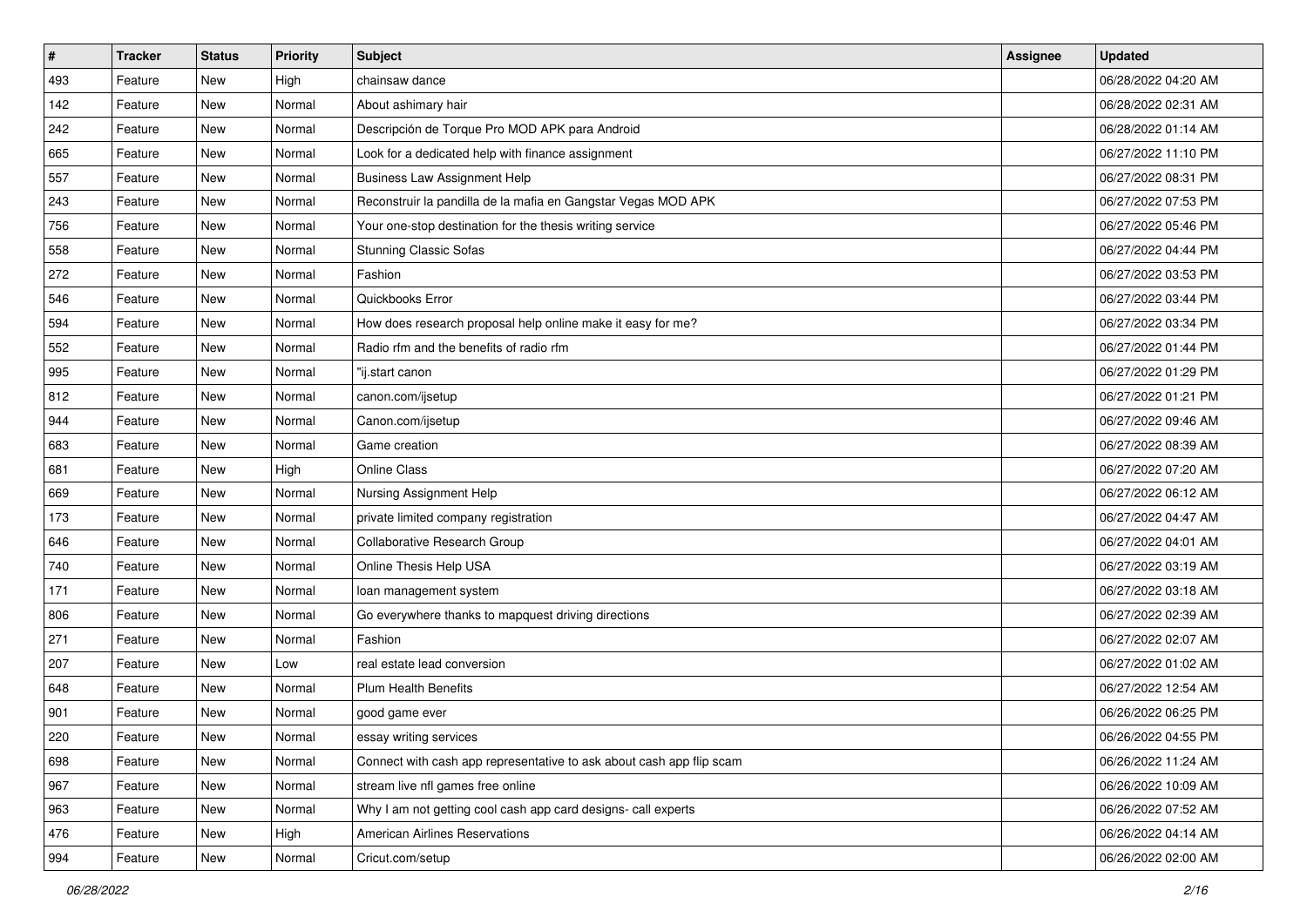| # | Tracker | Status | Priority | Subject | Assignee | Updated |
|---|---|---|---|---|---|---|
| 493 | Feature | New | High | chainsaw dance | | 06/28/2022 04:20 AM |
| 142 | Feature | New | Normal | About ashimary hair | | 06/28/2022 02:31 AM |
| 242 | Feature | New | Normal | Descripción de Torque Pro MOD APK para Android | | 06/28/2022 01:14 AM |
| 665 | Feature | New | Normal | Look for a dedicated help with finance assignment | | 06/27/2022 11:10 PM |
| 557 | Feature | New | Normal | Business Law Assignment Help | | 06/27/2022 08:31 PM |
| 243 | Feature | New | Normal | Reconstruir la pandilla de la mafia en Gangstar Vegas MOD APK | | 06/27/2022 07:53 PM |
| 756 | Feature | New | Normal | Your one-stop destination for the thesis writing service | | 06/27/2022 05:46 PM |
| 558 | Feature | New | Normal | Stunning Classic Sofas | | 06/27/2022 04:44 PM |
| 272 | Feature | New | Normal | Fashion | | 06/27/2022 03:53 PM |
| 546 | Feature | New | Normal | Quickbooks Error | | 06/27/2022 03:44 PM |
| 594 | Feature | New | Normal | How does research proposal help online make it easy for me? | | 06/27/2022 03:34 PM |
| 552 | Feature | New | Normal | Radio rfm and the benefits of radio rfm | | 06/27/2022 01:44 PM |
| 995 | Feature | New | Normal | "ij.start canon | | 06/27/2022 01:29 PM |
| 812 | Feature | New | Normal | canon.com/ijsetup | | 06/27/2022 01:21 PM |
| 944 | Feature | New | Normal | Canon.com/ijsetup | | 06/27/2022 09:46 AM |
| 683 | Feature | New | Normal | Game creation | | 06/27/2022 08:39 AM |
| 681 | Feature | New | High | Online Class | | 06/27/2022 07:20 AM |
| 669 | Feature | New | Normal | Nursing Assignment Help | | 06/27/2022 06:12 AM |
| 173 | Feature | New | Normal | private limited company registration | | 06/27/2022 04:47 AM |
| 646 | Feature | New | Normal | Collaborative Research Group | | 06/27/2022 04:01 AM |
| 740 | Feature | New | Normal | Online Thesis Help USA | | 06/27/2022 03:19 AM |
| 171 | Feature | New | Normal | loan management system | | 06/27/2022 03:18 AM |
| 806 | Feature | New | Normal | Go everywhere thanks to mapquest driving directions | | 06/27/2022 02:39 AM |
| 271 | Feature | New | Normal | Fashion | | 06/27/2022 02:07 AM |
| 207 | Feature | New | Low | real estate lead conversion | | 06/27/2022 01:02 AM |
| 648 | Feature | New | Normal | Plum Health Benefits | | 06/27/2022 12:54 AM |
| 901 | Feature | New | Normal | good game ever | | 06/26/2022 06:25 PM |
| 220 | Feature | New | Normal | essay writing services | | 06/26/2022 04:55 PM |
| 698 | Feature | New | Normal | Connect with cash app representative to ask about cash app flip scam | | 06/26/2022 11:24 AM |
| 967 | Feature | New | Normal | stream live nfl games free online | | 06/26/2022 10:09 AM |
| 963 | Feature | New | Normal | Why I am not getting cool cash app card designs- call experts | | 06/26/2022 07:52 AM |
| 476 | Feature | New | High | American Airlines Reservations | | 06/26/2022 04:14 AM |
| 994 | Feature | New | Normal | Cricut.com/setup | | 06/26/2022 02:00 AM |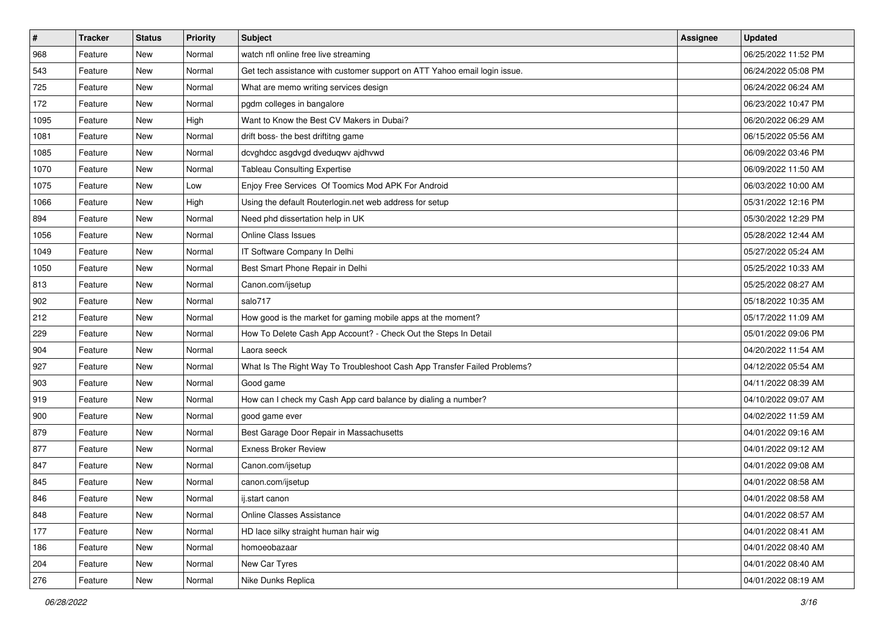| # | Tracker | Status | Priority | Subject | Assignee | Updated |
|---|---|---|---|---|---|---|
| 968 | Feature | New | Normal | watch nfl online free live streaming | | 06/25/2022 11:52 PM |
| 543 | Feature | New | Normal | Get tech assistance with customer support on ATT Yahoo email login issue. | | 06/24/2022 05:08 PM |
| 725 | Feature | New | Normal | What are memo writing services design | | 06/24/2022 06:24 AM |
| 172 | Feature | New | Normal | pgdm colleges in bangalore | | 06/23/2022 10:47 PM |
| 1095 | Feature | New | High | Want to Know the Best CV Makers in Dubai? | | 06/20/2022 06:29 AM |
| 1081 | Feature | New | Normal | drift boss- the best driftitng game | | 06/15/2022 05:56 AM |
| 1085 | Feature | New | Normal | dcvghdcc asgdvgd dveduqwv ajdhvwd | | 06/09/2022 03:46 PM |
| 1070 | Feature | New | Normal | Tableau Consulting Expertise | | 06/09/2022 11:50 AM |
| 1075 | Feature | New | Low | Enjoy Free Services Of Toomics Mod APK For Android | | 06/03/2022 10:00 AM |
| 1066 | Feature | New | High | Using the default Routerlogin.net web address for setup | | 05/31/2022 12:16 PM |
| 894 | Feature | New | Normal | Need phd dissertation help in UK | | 05/30/2022 12:29 PM |
| 1056 | Feature | New | Normal | Online Class Issues | | 05/28/2022 12:44 AM |
| 1049 | Feature | New | Normal | IT Software Company In Delhi | | 05/27/2022 05:24 AM |
| 1050 | Feature | New | Normal | Best Smart Phone Repair in Delhi | | 05/25/2022 10:33 AM |
| 813 | Feature | New | Normal | Canon.com/ijsetup | | 05/25/2022 08:27 AM |
| 902 | Feature | New | Normal | salo717 | | 05/18/2022 10:35 AM |
| 212 | Feature | New | Normal | How good is the market for gaming mobile apps at the moment? | | 05/17/2022 11:09 AM |
| 229 | Feature | New | Normal | How To Delete Cash App Account? - Check Out the Steps In Detail | | 05/01/2022 09:06 PM |
| 904 | Feature | New | Normal | Laora seeck | | 04/20/2022 11:54 AM |
| 927 | Feature | New | Normal | What Is The Right Way To Troubleshoot Cash App Transfer Failed Problems? | | 04/12/2022 05:54 AM |
| 903 | Feature | New | Normal | Good game | | 04/11/2022 08:39 AM |
| 919 | Feature | New | Normal | How can I check my Cash App card balance by dialing a number? | | 04/10/2022 09:07 AM |
| 900 | Feature | New | Normal | good game ever | | 04/02/2022 11:59 AM |
| 879 | Feature | New | Normal | Best Garage Door Repair in Massachusetts | | 04/01/2022 09:16 AM |
| 877 | Feature | New | Normal | Exness Broker Review | | 04/01/2022 09:12 AM |
| 847 | Feature | New | Normal | Canon.com/ijsetup | | 04/01/2022 09:08 AM |
| 845 | Feature | New | Normal | canon.com/ijsetup | | 04/01/2022 08:58 AM |
| 846 | Feature | New | Normal | ij.start canon | | 04/01/2022 08:58 AM |
| 848 | Feature | New | Normal | Online Classes Assistance | | 04/01/2022 08:57 AM |
| 177 | Feature | New | Normal | HD lace silky straight human hair wig | | 04/01/2022 08:41 AM |
| 186 | Feature | New | Normal | homoeobazaar | | 04/01/2022 08:40 AM |
| 204 | Feature | New | Normal | New Car Tyres | | 04/01/2022 08:40 AM |
| 276 | Feature | New | Normal | Nike Dunks Replica | | 04/01/2022 08:19 AM |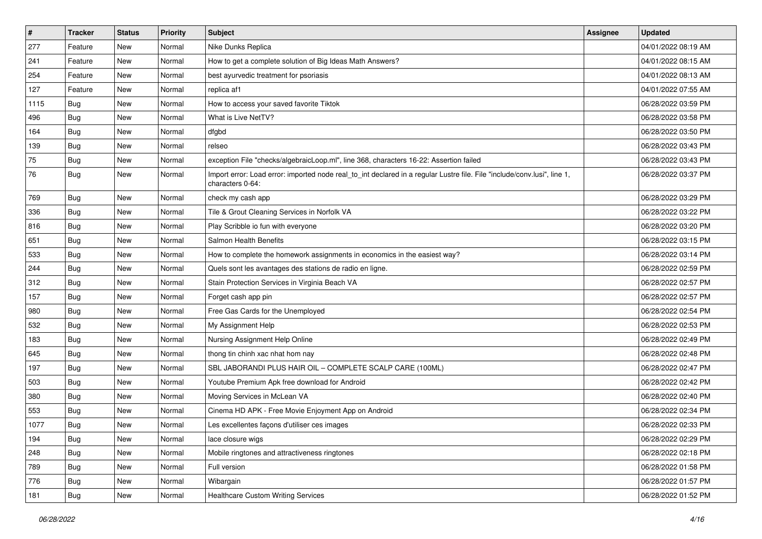| # | Tracker | Status | Priority | Subject | Assignee | Updated |
|---|---|---|---|---|---|---|
| 277 | Feature | New | Normal | Nike Dunks Replica | | 04/01/2022 08:19 AM |
| 241 | Feature | New | Normal | How to get a complete solution of Big Ideas Math Answers? | | 04/01/2022 08:15 AM |
| 254 | Feature | New | Normal | best ayurvedic treatment for psoriasis | | 04/01/2022 08:13 AM |
| 127 | Feature | New | Normal | replica af1 | | 04/01/2022 07:55 AM |
| 1115 | Bug | New | Normal | How to access your saved favorite Tiktok | | 06/28/2022 03:59 PM |
| 496 | Bug | New | Normal | What is Live NetTV? | | 06/28/2022 03:58 PM |
| 164 | Bug | New | Normal | dfgbd | | 06/28/2022 03:50 PM |
| 139 | Bug | New | Normal | relseo | | 06/28/2022 03:43 PM |
| 75 | Bug | New | Normal | exception File "checks/algebraicLoop.ml", line 368, characters 16-22: Assertion failed | | 06/28/2022 03:43 PM |
| 76 | Bug | New | Normal | Import error: Load error: imported node real_to_int declared in a regular Lustre file. File "include/conv.lusi", line 1, characters 0-64: | | 06/28/2022 03:37 PM |
| 769 | Bug | New | Normal | check my cash app | | 06/28/2022 03:29 PM |
| 336 | Bug | New | Normal | Tile & Grout Cleaning Services in Norfolk VA | | 06/28/2022 03:22 PM |
| 816 | Bug | New | Normal | Play Scribble io fun with everyone | | 06/28/2022 03:20 PM |
| 651 | Bug | New | Normal | Salmon Health Benefits | | 06/28/2022 03:15 PM |
| 533 | Bug | New | Normal | How to complete the homework assignments in economics in the easiest way? | | 06/28/2022 03:14 PM |
| 244 | Bug | New | Normal | Quels sont les avantages des stations de radio en ligne. | | 06/28/2022 02:59 PM |
| 312 | Bug | New | Normal | Stain Protection Services in Virginia Beach VA | | 06/28/2022 02:57 PM |
| 157 | Bug | New | Normal | Forget cash app pin | | 06/28/2022 02:57 PM |
| 980 | Bug | New | Normal | Free Gas Cards for the Unemployed | | 06/28/2022 02:54 PM |
| 532 | Bug | New | Normal | My Assignment Help | | 06/28/2022 02:53 PM |
| 183 | Bug | New | Normal | Nursing Assignment Help Online | | 06/28/2022 02:49 PM |
| 645 | Bug | New | Normal | thong tin chinh xac nhat hom nay | | 06/28/2022 02:48 PM |
| 197 | Bug | New | Normal | SBL JABORANDI PLUS HAIR OIL – COMPLETE SCALP CARE (100ML) | | 06/28/2022 02:47 PM |
| 503 | Bug | New | Normal | Youtube Premium Apk free download for Android | | 06/28/2022 02:42 PM |
| 380 | Bug | New | Normal | Moving Services in McLean VA | | 06/28/2022 02:40 PM |
| 553 | Bug | New | Normal | Cinema HD APK - Free Movie Enjoyment App on Android | | 06/28/2022 02:34 PM |
| 1077 | Bug | New | Normal | Les excellentes façons d'utiliser ces images | | 06/28/2022 02:33 PM |
| 194 | Bug | New | Normal | lace closure wigs | | 06/28/2022 02:29 PM |
| 248 | Bug | New | Normal | Mobile ringtones and attractiveness ringtones | | 06/28/2022 02:18 PM |
| 789 | Bug | New | Normal | Full version | | 06/28/2022 01:58 PM |
| 776 | Bug | New | Normal | Wibargain | | 06/28/2022 01:57 PM |
| 181 | Bug | New | Normal | Healthcare Custom Writing Services | | 06/28/2022 01:52 PM |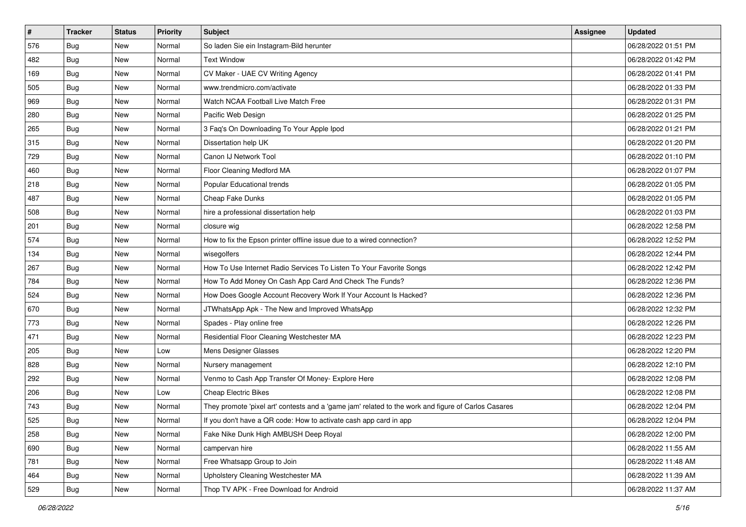| # | Tracker | Status | Priority | Subject | Assignee | Updated |
|---|---|---|---|---|---|---|
| 576 | Bug | New | Normal | So laden Sie ein Instagram-Bild herunter | | 06/28/2022 01:51 PM |
| 482 | Bug | New | Normal | Text Window | | 06/28/2022 01:42 PM |
| 169 | Bug | New | Normal | CV Maker - UAE CV Writing Agency | | 06/28/2022 01:41 PM |
| 505 | Bug | New | Normal | www.trendmicro.com/activate | | 06/28/2022 01:33 PM |
| 969 | Bug | New | Normal | Watch NCAA Football Live Match Free | | 06/28/2022 01:31 PM |
| 280 | Bug | New | Normal | Pacific Web Design | | 06/28/2022 01:25 PM |
| 265 | Bug | New | Normal | 3 Faq's On Downloading To Your Apple Ipod | | 06/28/2022 01:21 PM |
| 315 | Bug | New | Normal | Dissertation help UK | | 06/28/2022 01:20 PM |
| 729 | Bug | New | Normal | Canon IJ Network Tool | | 06/28/2022 01:10 PM |
| 460 | Bug | New | Normal | Floor Cleaning Medford MA | | 06/28/2022 01:07 PM |
| 218 | Bug | New | Normal | Popular Educational trends | | 06/28/2022 01:05 PM |
| 487 | Bug | New | Normal | Cheap Fake Dunks | | 06/28/2022 01:05 PM |
| 508 | Bug | New | Normal | hire a professional dissertation help | | 06/28/2022 01:03 PM |
| 201 | Bug | New | Normal | closure wig | | 06/28/2022 12:58 PM |
| 574 | Bug | New | Normal | How to fix the Epson printer offline issue due to a wired connection? | | 06/28/2022 12:52 PM |
| 134 | Bug | New | Normal | wisegolfers | | 06/28/2022 12:44 PM |
| 267 | Bug | New | Normal | How To Use Internet Radio Services To Listen To Your Favorite Songs | | 06/28/2022 12:42 PM |
| 784 | Bug | New | Normal | How To Add Money On Cash App Card And Check The Funds? | | 06/28/2022 12:36 PM |
| 524 | Bug | New | Normal | How Does Google Account Recovery Work If Your Account Is Hacked? | | 06/28/2022 12:36 PM |
| 670 | Bug | New | Normal | JTWhatsApp Apk - The New and Improved WhatsApp | | 06/28/2022 12:32 PM |
| 773 | Bug | New | Normal | Spades - Play online free | | 06/28/2022 12:26 PM |
| 471 | Bug | New | Normal | Residential Floor Cleaning Westchester MA | | 06/28/2022 12:23 PM |
| 205 | Bug | New | Low | Mens Designer Glasses | | 06/28/2022 12:20 PM |
| 828 | Bug | New | Normal | Nursery management | | 06/28/2022 12:10 PM |
| 292 | Bug | New | Normal | Venmo to Cash App Transfer Of Money- Explore Here | | 06/28/2022 12:08 PM |
| 206 | Bug | New | Low | Cheap Electric Bikes | | 06/28/2022 12:08 PM |
| 743 | Bug | New | Normal | They promote 'pixel art' contests and a 'game jam' related to the work and figure of Carlos Casares | | 06/28/2022 12:04 PM |
| 525 | Bug | New | Normal | If you don't have a QR code: How to activate cash app card in app | | 06/28/2022 12:04 PM |
| 258 | Bug | New | Normal | Fake Nike Dunk High AMBUSH Deep Royal | | 06/28/2022 12:00 PM |
| 690 | Bug | New | Normal | campervan hire | | 06/28/2022 11:55 AM |
| 781 | Bug | New | Normal | Free Whatsapp Group to Join | | 06/28/2022 11:48 AM |
| 464 | Bug | New | Normal | Upholstery Cleaning Westchester MA | | 06/28/2022 11:39 AM |
| 529 | Bug | New | Normal | Thop TV APK - Free Download for Android | | 06/28/2022 11:37 AM |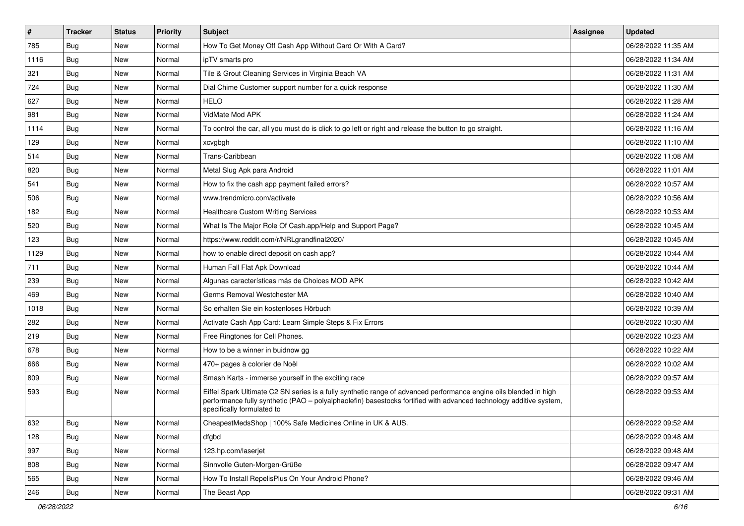| # | Tracker | Status | Priority | Subject | Assignee | Updated |
| --- | --- | --- | --- | --- | --- | --- |
| 785 | Bug | New | Normal | How To Get Money Off Cash App Without Card Or With A Card? | | 06/28/2022 11:35 AM |
| 1116 | Bug | New | Normal | ipTV smarts pro | | 06/28/2022 11:34 AM |
| 321 | Bug | New | Normal | Tile & Grout Cleaning Services in Virginia Beach VA | | 06/28/2022 11:31 AM |
| 724 | Bug | New | Normal | Dial Chime Customer support number for a quick response | | 06/28/2022 11:30 AM |
| 627 | Bug | New | Normal | HELO | | 06/28/2022 11:28 AM |
| 981 | Bug | New | Normal | VidMate Mod APK | | 06/28/2022 11:24 AM |
| 1114 | Bug | New | Normal | To control the car, all you must do is click to go left or right and release the button to go straight. | | 06/28/2022 11:16 AM |
| 129 | Bug | New | Normal | xcvgbgh | | 06/28/2022 11:10 AM |
| 514 | Bug | New | Normal | Trans-Caribbean | | 06/28/2022 11:08 AM |
| 820 | Bug | New | Normal | Metal Slug Apk para Android | | 06/28/2022 11:01 AM |
| 541 | Bug | New | Normal | How to fix the cash app payment failed errors? | | 06/28/2022 10:57 AM |
| 506 | Bug | New | Normal | www.trendmicro.com/activate | | 06/28/2022 10:56 AM |
| 182 | Bug | New | Normal | Healthcare Custom Writing Services | | 06/28/2022 10:53 AM |
| 520 | Bug | New | Normal | What Is The Major Role Of Cash.app/Help and Support Page? | | 06/28/2022 10:45 AM |
| 123 | Bug | New | Normal | https://www.reddit.com/r/NRLgrandfinal2020/ | | 06/28/2022 10:45 AM |
| 1129 | Bug | New | Normal | how to enable direct deposit on cash app? | | 06/28/2022 10:44 AM |
| 711 | Bug | New | Normal | Human Fall Flat Apk Download | | 06/28/2022 10:44 AM |
| 239 | Bug | New | Normal | Algunas características más de Choices MOD APK | | 06/28/2022 10:42 AM |
| 469 | Bug | New | Normal | Germs Removal Westchester MA | | 06/28/2022 10:40 AM |
| 1018 | Bug | New | Normal | So erhalten Sie ein kostenloses Hörbuch | | 06/28/2022 10:39 AM |
| 282 | Bug | New | Normal | Activate Cash App Card: Learn Simple Steps & Fix Errors | | 06/28/2022 10:30 AM |
| 219 | Bug | New | Normal | Free Ringtones for Cell Phones. | | 06/28/2022 10:23 AM |
| 678 | Bug | New | Normal | How to be a winner in buidnow gg | | 06/28/2022 10:22 AM |
| 666 | Bug | New | Normal | 470+ pages à colorier de Noël | | 06/28/2022 10:02 AM |
| 809 | Bug | New | Normal | Smash Karts - immerse yourself in the exciting race | | 06/28/2022 09:57 AM |
| 593 | Bug | New | Normal | Eiffel Spark Ultimate C2 SN series is a fully synthetic range of advanced performance engine oils blended in high performance fully synthetic (PAO – polyalphaolefin) basestocks fortified with advanced technology additive system, specifically formulated to | | 06/28/2022 09:53 AM |
| 632 | Bug | New | Normal | CheapestMedsShop \| 100% Safe Medicines Online in UK & AUS. | | 06/28/2022 09:52 AM |
| 128 | Bug | New | Normal | dfgbd | | 06/28/2022 09:48 AM |
| 997 | Bug | New | Normal | 123.hp.com/laserjet | | 06/28/2022 09:48 AM |
| 808 | Bug | New | Normal | Sinnvolle Guten-Morgen-Grüße | | 06/28/2022 09:47 AM |
| 565 | Bug | New | Normal | How To Install RepelisPlus On Your Android Phone? | | 06/28/2022 09:46 AM |
| 246 | Bug | New | Normal | The Beast App | | 06/28/2022 09:31 AM |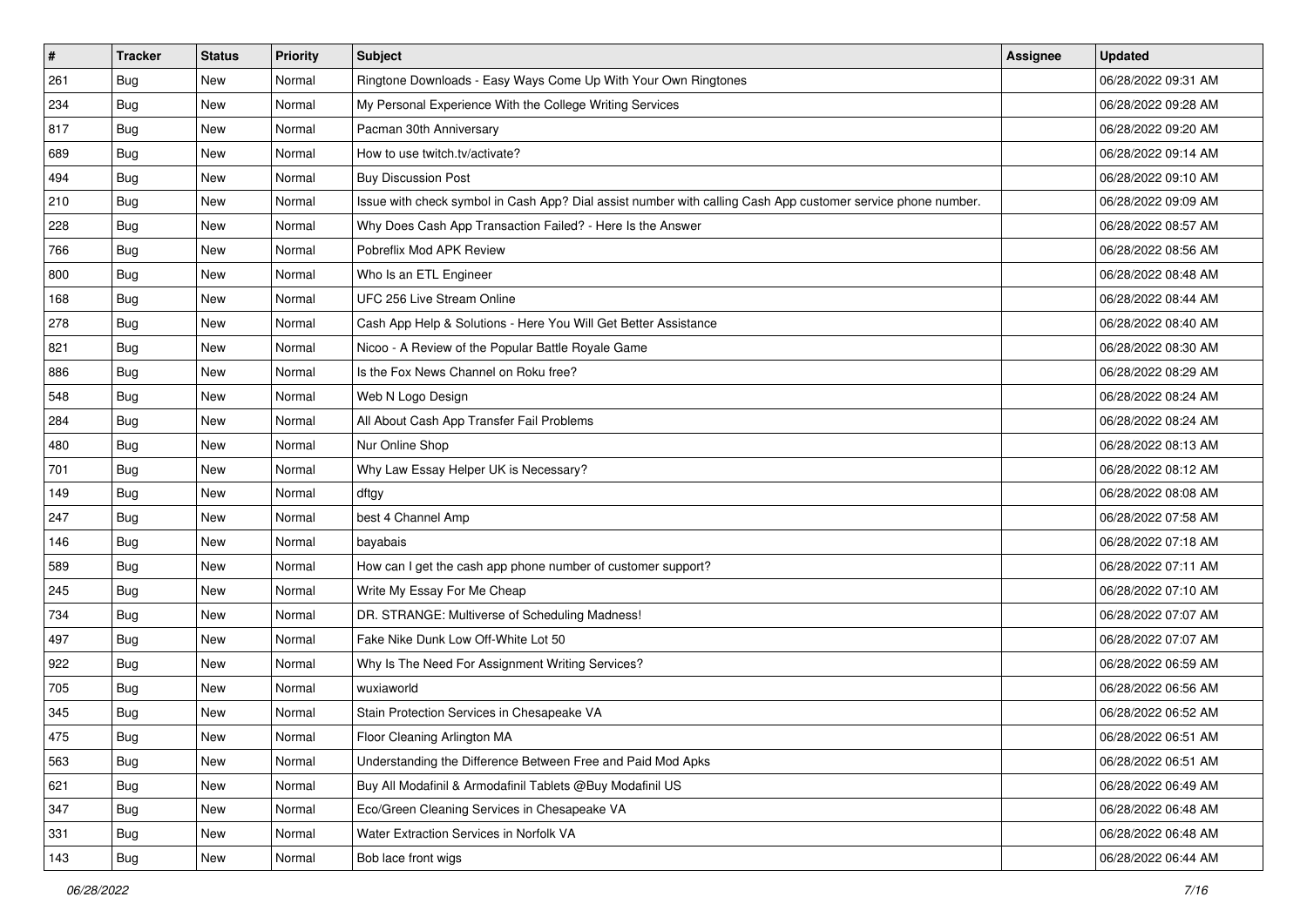| # | Tracker | Status | Priority | Subject | Assignee | Updated |
| --- | --- | --- | --- | --- | --- | --- |
| 261 | Bug | New | Normal | Ringtone Downloads - Easy Ways Come Up With Your Own Ringtones | | 06/28/2022 09:31 AM |
| 234 | Bug | New | Normal | My Personal Experience With the College Writing Services | | 06/28/2022 09:28 AM |
| 817 | Bug | New | Normal | Pacman 30th Anniversary | | 06/28/2022 09:20 AM |
| 689 | Bug | New | Normal | How to use twitch.tv/activate? | | 06/28/2022 09:14 AM |
| 494 | Bug | New | Normal | Buy Discussion Post | | 06/28/2022 09:10 AM |
| 210 | Bug | New | Normal | Issue with check symbol in Cash App? Dial assist number with calling Cash App customer service phone number. | | 06/28/2022 09:09 AM |
| 228 | Bug | New | Normal | Why Does Cash App Transaction Failed? - Here Is the Answer | | 06/28/2022 08:57 AM |
| 766 | Bug | New | Normal | Pobreflix Mod APK Review | | 06/28/2022 08:56 AM |
| 800 | Bug | New | Normal | Who Is an ETL Engineer | | 06/28/2022 08:48 AM |
| 168 | Bug | New | Normal | UFC 256 Live Stream Online | | 06/28/2022 08:44 AM |
| 278 | Bug | New | Normal | Cash App Help & Solutions - Here You Will Get Better Assistance | | 06/28/2022 08:40 AM |
| 821 | Bug | New | Normal | Nicoo - A Review of the Popular Battle Royale Game | | 06/28/2022 08:30 AM |
| 886 | Bug | New | Normal | Is the Fox News Channel on Roku free? | | 06/28/2022 08:29 AM |
| 548 | Bug | New | Normal | Web N Logo Design | | 06/28/2022 08:24 AM |
| 284 | Bug | New | Normal | All About Cash App Transfer Fail Problems | | 06/28/2022 08:24 AM |
| 480 | Bug | New | Normal | Nur Online Shop | | 06/28/2022 08:13 AM |
| 701 | Bug | New | Normal | Why Law Essay Helper UK is Necessary? | | 06/28/2022 08:12 AM |
| 149 | Bug | New | Normal | dftgy | | 06/28/2022 08:08 AM |
| 247 | Bug | New | Normal | best 4 Channel Amp | | 06/28/2022 07:58 AM |
| 146 | Bug | New | Normal | bayabais | | 06/28/2022 07:18 AM |
| 589 | Bug | New | Normal | How can I get the cash app phone number of customer support? | | 06/28/2022 07:11 AM |
| 245 | Bug | New | Normal | Write My Essay For Me Cheap | | 06/28/2022 07:10 AM |
| 734 | Bug | New | Normal | DR. STRANGE: Multiverse of Scheduling Madness! | | 06/28/2022 07:07 AM |
| 497 | Bug | New | Normal | Fake Nike Dunk Low Off-White Lot 50 | | 06/28/2022 07:07 AM |
| 922 | Bug | New | Normal | Why Is The Need For Assignment Writing Services? | | 06/28/2022 06:59 AM |
| 705 | Bug | New | Normal | wuxiaworld | | 06/28/2022 06:56 AM |
| 345 | Bug | New | Normal | Stain Protection Services in Chesapeake VA | | 06/28/2022 06:52 AM |
| 475 | Bug | New | Normal | Floor Cleaning Arlington MA | | 06/28/2022 06:51 AM |
| 563 | Bug | New | Normal | Understanding the Difference Between Free and Paid Mod Apks | | 06/28/2022 06:51 AM |
| 621 | Bug | New | Normal | Buy All Modafinil & Armodafinil Tablets @Buy Modafinil US | | 06/28/2022 06:49 AM |
| 347 | Bug | New | Normal | Eco/Green Cleaning Services in Chesapeake VA | | 06/28/2022 06:48 AM |
| 331 | Bug | New | Normal | Water Extraction Services in Norfolk VA | | 06/28/2022 06:48 AM |
| 143 | Bug | New | Normal | Bob lace front wigs | | 06/28/2022 06:44 AM |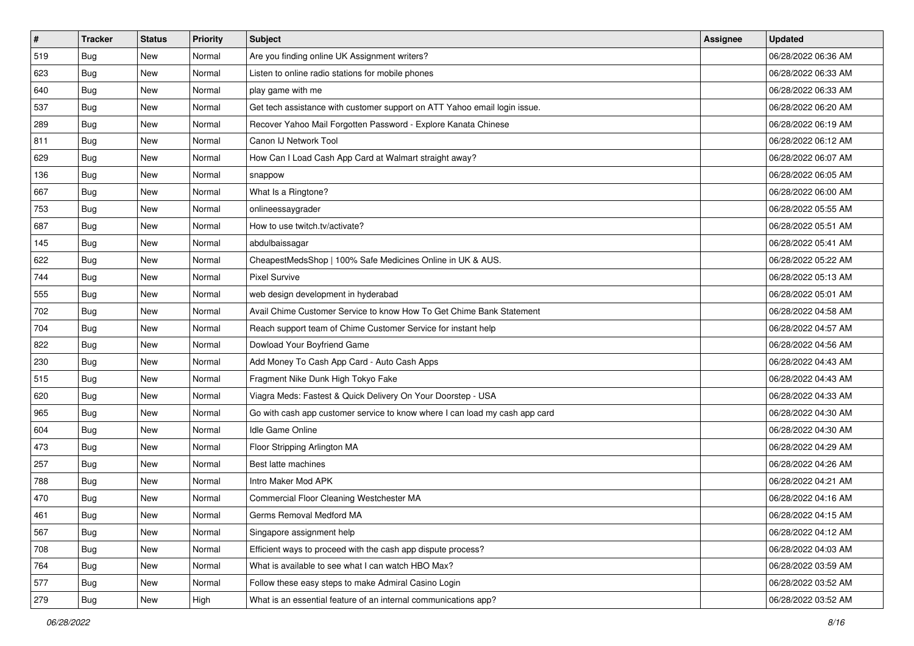| # | Tracker | Status | Priority | Subject | Assignee | Updated |
|---|---|---|---|---|---|---|
| 519 | Bug | New | Normal | Are you finding online UK Assignment writers? | | 06/28/2022 06:36 AM |
| 623 | Bug | New | Normal | Listen to online radio stations for mobile phones | | 06/28/2022 06:33 AM |
| 640 | Bug | New | Normal | play game with me | | 06/28/2022 06:33 AM |
| 537 | Bug | New | Normal | Get tech assistance with customer support on ATT Yahoo email login issue. | | 06/28/2022 06:20 AM |
| 289 | Bug | New | Normal | Recover Yahoo Mail Forgotten Password - Explore Kanata Chinese | | 06/28/2022 06:19 AM |
| 811 | Bug | New | Normal | Canon IJ Network Tool | | 06/28/2022 06:12 AM |
| 629 | Bug | New | Normal | How Can I Load Cash App Card at Walmart straight away? | | 06/28/2022 06:07 AM |
| 136 | Bug | New | Normal | snappow | | 06/28/2022 06:05 AM |
| 667 | Bug | New | Normal | What Is a Ringtone? | | 06/28/2022 06:00 AM |
| 753 | Bug | New | Normal | onlineessaygrader | | 06/28/2022 05:55 AM |
| 687 | Bug | New | Normal | How to use twitch.tv/activate? | | 06/28/2022 05:51 AM |
| 145 | Bug | New | Normal | abdulbaissagar | | 06/28/2022 05:41 AM |
| 622 | Bug | New | Normal | CheapestMedsShop \| 100% Safe Medicines Online in UK & AUS. | | 06/28/2022 05:22 AM |
| 744 | Bug | New | Normal | Pixel Survive | | 06/28/2022 05:13 AM |
| 555 | Bug | New | Normal | web design development in hyderabad | | 06/28/2022 05:01 AM |
| 702 | Bug | New | Normal | Avail Chime Customer Service to know How To Get Chime Bank Statement | | 06/28/2022 04:58 AM |
| 704 | Bug | New | Normal | Reach support team of Chime Customer Service for instant help | | 06/28/2022 04:57 AM |
| 822 | Bug | New | Normal | Dowload Your Boyfriend Game | | 06/28/2022 04:56 AM |
| 230 | Bug | New | Normal | Add Money To Cash App Card - Auto Cash Apps | | 06/28/2022 04:43 AM |
| 515 | Bug | New | Normal | Fragment Nike Dunk High Tokyo Fake | | 06/28/2022 04:43 AM |
| 620 | Bug | New | Normal | Viagra Meds: Fastest & Quick Delivery On Your Doorstep - USA | | 06/28/2022 04:33 AM |
| 965 | Bug | New | Normal | Go with cash app customer service to know where I can load my cash app card | | 06/28/2022 04:30 AM |
| 604 | Bug | New | Normal | Idle Game Online | | 06/28/2022 04:30 AM |
| 473 | Bug | New | Normal | Floor Stripping Arlington MA | | 06/28/2022 04:29 AM |
| 257 | Bug | New | Normal | Best latte machines | | 06/28/2022 04:26 AM |
| 788 | Bug | New | Normal | Intro Maker Mod APK | | 06/28/2022 04:21 AM |
| 470 | Bug | New | Normal | Commercial Floor Cleaning Westchester MA | | 06/28/2022 04:16 AM |
| 461 | Bug | New | Normal | Germs Removal Medford MA | | 06/28/2022 04:15 AM |
| 567 | Bug | New | Normal | Singapore assignment help | | 06/28/2022 04:12 AM |
| 708 | Bug | New | Normal | Efficient ways to proceed with the cash app dispute process? | | 06/28/2022 04:03 AM |
| 764 | Bug | New | Normal | What is available to see what I can watch HBO Max? | | 06/28/2022 03:59 AM |
| 577 | Bug | New | Normal | Follow these easy steps to make Admiral Casino Login | | 06/28/2022 03:52 AM |
| 279 | Bug | New | High | What is an essential feature of an internal communications app? | | 06/28/2022 03:52 AM |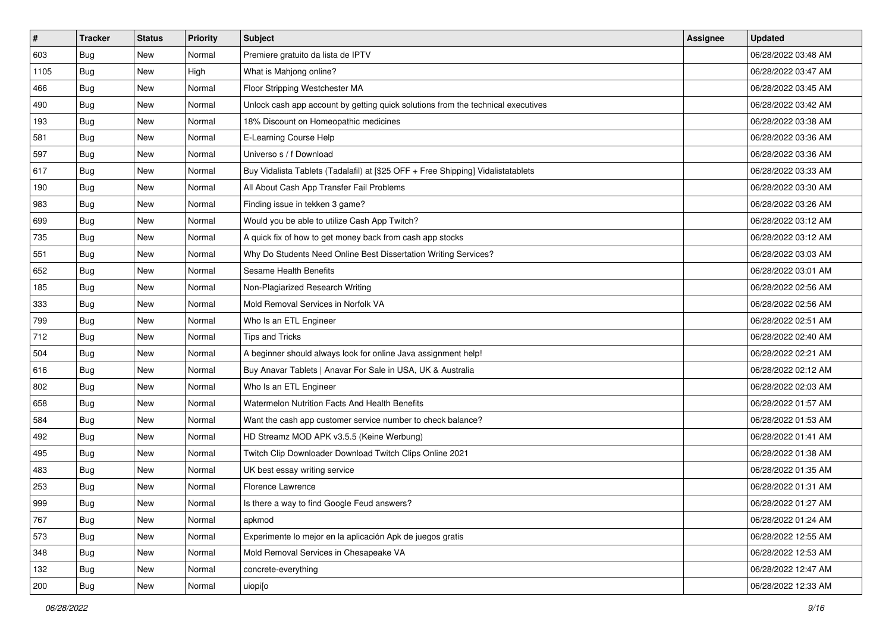| # | Tracker | Status | Priority | Subject | Assignee | Updated |
|---|---|---|---|---|---|---|
| 603 | Bug | New | Normal | Premiere gratuito da lista de IPTV | | 06/28/2022 03:48 AM |
| 1105 | Bug | New | High | What is Mahjong online? | | 06/28/2022 03:47 AM |
| 466 | Bug | New | Normal | Floor Stripping Westchester MA | | 06/28/2022 03:45 AM |
| 490 | Bug | New | Normal | Unlock cash app account by getting quick solutions from the technical executives | | 06/28/2022 03:42 AM |
| 193 | Bug | New | Normal | 18% Discount on Homeopathic medicines | | 06/28/2022 03:38 AM |
| 581 | Bug | New | Normal | E-Learning Course Help | | 06/28/2022 03:36 AM |
| 597 | Bug | New | Normal | Universo s / f Download | | 06/28/2022 03:36 AM |
| 617 | Bug | New | Normal | Buy Vidalista Tablets (Tadalafil) at [$25 OFF + Free Shipping] Vidalistatablets | | 06/28/2022 03:33 AM |
| 190 | Bug | New | Normal | All About Cash App Transfer Fail Problems | | 06/28/2022 03:30 AM |
| 983 | Bug | New | Normal | Finding issue in tekken 3 game? | | 06/28/2022 03:26 AM |
| 699 | Bug | New | Normal | Would you be able to utilize Cash App Twitch? | | 06/28/2022 03:12 AM |
| 735 | Bug | New | Normal | A quick fix of how to get money back from cash app stocks | | 06/28/2022 03:12 AM |
| 551 | Bug | New | Normal | Why Do Students Need Online Best Dissertation Writing Services? | | 06/28/2022 03:03 AM |
| 652 | Bug | New | Normal | Sesame Health Benefits | | 06/28/2022 03:01 AM |
| 185 | Bug | New | Normal | Non-Plagiarized Research Writing | | 06/28/2022 02:56 AM |
| 333 | Bug | New | Normal | Mold Removal Services in Norfolk VA | | 06/28/2022 02:56 AM |
| 799 | Bug | New | Normal | Who Is an ETL Engineer | | 06/28/2022 02:51 AM |
| 712 | Bug | New | Normal | Tips and Tricks | | 06/28/2022 02:40 AM |
| 504 | Bug | New | Normal | A beginner should always look for online Java assignment help! | | 06/28/2022 02:21 AM |
| 616 | Bug | New | Normal | Buy Anavar Tablets \| Anavar For Sale in USA, UK & Australia | | 06/28/2022 02:12 AM |
| 802 | Bug | New | Normal | Who Is an ETL Engineer | | 06/28/2022 02:03 AM |
| 658 | Bug | New | Normal | Watermelon Nutrition Facts And Health Benefits | | 06/28/2022 01:57 AM |
| 584 | Bug | New | Normal | Want the cash app customer service number to check balance? | | 06/28/2022 01:53 AM |
| 492 | Bug | New | Normal | HD Streamz MOD APK v3.5.5 (Keine Werbung) | | 06/28/2022 01:41 AM |
| 495 | Bug | New | Normal | Twitch Clip Downloader Download Twitch Clips Online 2021 | | 06/28/2022 01:38 AM |
| 483 | Bug | New | Normal | UK best essay writing service | | 06/28/2022 01:35 AM |
| 253 | Bug | New | Normal | Florence Lawrence | | 06/28/2022 01:31 AM |
| 999 | Bug | New | Normal | Is there a way to find Google Feud answers? | | 06/28/2022 01:27 AM |
| 767 | Bug | New | Normal | apkmod | | 06/28/2022 01:24 AM |
| 573 | Bug | New | Normal | Experimente lo mejor en la aplicación Apk de juegos gratis | | 06/28/2022 12:55 AM |
| 348 | Bug | New | Normal | Mold Removal Services in Chesapeake VA | | 06/28/2022 12:53 AM |
| 132 | Bug | New | Normal | concrete-everything | | 06/28/2022 12:47 AM |
| 200 | Bug | New | Normal | uiopi[o | | 06/28/2022 12:33 AM |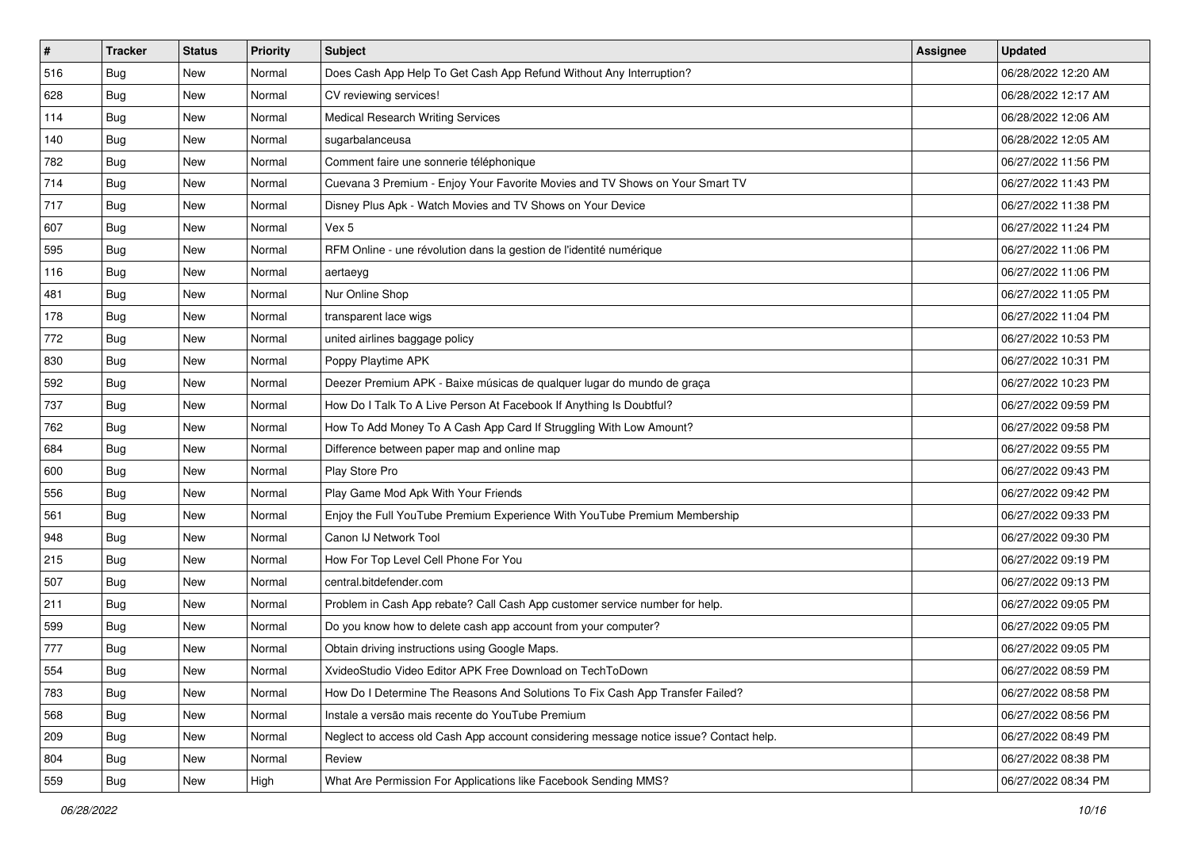| # | Tracker | Status | Priority | Subject | Assignee | Updated |
|---|---|---|---|---|---|---|
| 516 | Bug | New | Normal | Does Cash App Help To Get Cash App Refund Without Any Interruption? | | 06/28/2022 12:20 AM |
| 628 | Bug | New | Normal | CV reviewing services! | | 06/28/2022 12:17 AM |
| 114 | Bug | New | Normal | Medical Research Writing Services | | 06/28/2022 12:06 AM |
| 140 | Bug | New | Normal | sugarbalanceusa | | 06/28/2022 12:05 AM |
| 782 | Bug | New | Normal | Comment faire une sonnerie téléphonique | | 06/27/2022 11:56 PM |
| 714 | Bug | New | Normal | Cuevana 3 Premium - Enjoy Your Favorite Movies and TV Shows on Your Smart TV | | 06/27/2022 11:43 PM |
| 717 | Bug | New | Normal | Disney Plus Apk - Watch Movies and TV Shows on Your Device | | 06/27/2022 11:38 PM |
| 607 | Bug | New | Normal | Vex 5 | | 06/27/2022 11:24 PM |
| 595 | Bug | New | Normal | RFM Online - une révolution dans la gestion de l'identité numérique | | 06/27/2022 11:06 PM |
| 116 | Bug | New | Normal | aertaeyg | | 06/27/2022 11:06 PM |
| 481 | Bug | New | Normal | Nur Online Shop | | 06/27/2022 11:05 PM |
| 178 | Bug | New | Normal | transparent lace wigs | | 06/27/2022 11:04 PM |
| 772 | Bug | New | Normal | united airlines baggage policy | | 06/27/2022 10:53 PM |
| 830 | Bug | New | Normal | Poppy Playtime APK | | 06/27/2022 10:31 PM |
| 592 | Bug | New | Normal | Deezer Premium APK - Baixe músicas de qualquer lugar do mundo de graça | | 06/27/2022 10:23 PM |
| 737 | Bug | New | Normal | How Do I Talk To A Live Person At Facebook If Anything Is Doubtful? | | 06/27/2022 09:59 PM |
| 762 | Bug | New | Normal | How To Add Money To A Cash App Card If Struggling With Low Amount? | | 06/27/2022 09:58 PM |
| 684 | Bug | New | Normal | Difference between paper map and online map | | 06/27/2022 09:55 PM |
| 600 | Bug | New | Normal | Play Store Pro | | 06/27/2022 09:43 PM |
| 556 | Bug | New | Normal | Play Game Mod Apk With Your Friends | | 06/27/2022 09:42 PM |
| 561 | Bug | New | Normal | Enjoy the Full YouTube Premium Experience With YouTube Premium Membership | | 06/27/2022 09:33 PM |
| 948 | Bug | New | Normal | Canon IJ Network Tool | | 06/27/2022 09:30 PM |
| 215 | Bug | New | Normal | How For Top Level Cell Phone For You | | 06/27/2022 09:19 PM |
| 507 | Bug | New | Normal | central.bitdefender.com | | 06/27/2022 09:13 PM |
| 211 | Bug | New | Normal | Problem in Cash App rebate? Call Cash App customer service number for help. | | 06/27/2022 09:05 PM |
| 599 | Bug | New | Normal | Do you know how to delete cash app account from your computer? | | 06/27/2022 09:05 PM |
| 777 | Bug | New | Normal | Obtain driving instructions using Google Maps. | | 06/27/2022 09:05 PM |
| 554 | Bug | New | Normal | XvideoStudio Video Editor APK Free Download on TechToDown | | 06/27/2022 08:59 PM |
| 783 | Bug | New | Normal | How Do I Determine The Reasons And Solutions To Fix Cash App Transfer Failed? | | 06/27/2022 08:58 PM |
| 568 | Bug | New | Normal | Instale a versão mais recente do YouTube Premium | | 06/27/2022 08:56 PM |
| 209 | Bug | New | Normal | Neglect to access old Cash App account considering message notice issue? Contact help. | | 06/27/2022 08:49 PM |
| 804 | Bug | New | Normal | Review | | 06/27/2022 08:38 PM |
| 559 | Bug | New | High | What Are Permission For Applications like Facebook Sending MMS? | | 06/27/2022 08:34 PM |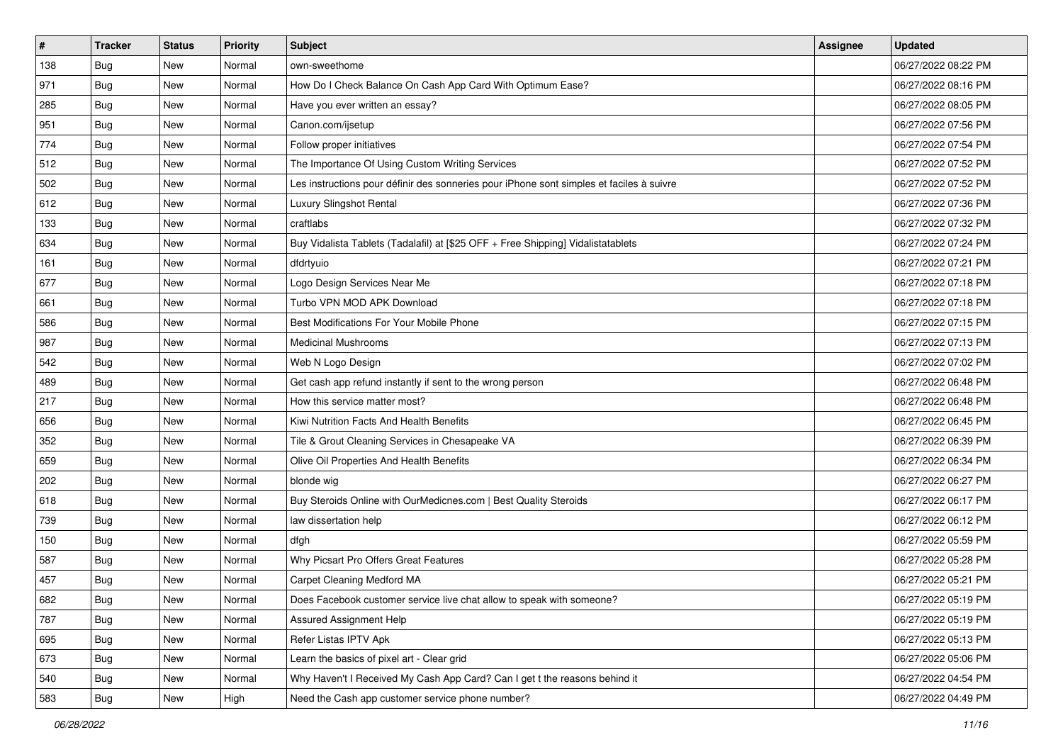| # | Tracker | Status | Priority | Subject | Assignee | Updated |
|---|---|---|---|---|---|---|
| 138 | Bug | New | Normal | own-sweethome | | 06/27/2022 08:22 PM |
| 971 | Bug | New | Normal | How Do I Check Balance On Cash App Card With Optimum Ease? | | 06/27/2022 08:16 PM |
| 285 | Bug | New | Normal | Have you ever written an essay? | | 06/27/2022 08:05 PM |
| 951 | Bug | New | Normal | Canon.com/ijsetup | | 06/27/2022 07:56 PM |
| 774 | Bug | New | Normal | Follow proper initiatives | | 06/27/2022 07:54 PM |
| 512 | Bug | New | Normal | The Importance Of Using Custom Writing Services | | 06/27/2022 07:52 PM |
| 502 | Bug | New | Normal | Les instructions pour définir des sonneries pour iPhone sont simples et faciles à suivre | | 06/27/2022 07:52 PM |
| 612 | Bug | New | Normal | Luxury Slingshot Rental | | 06/27/2022 07:36 PM |
| 133 | Bug | New | Normal | craftlabs | | 06/27/2022 07:32 PM |
| 634 | Bug | New | Normal | Buy Vidalista Tablets (Tadalafil) at [$25 OFF + Free Shipping] Vidalistatablets | | 06/27/2022 07:24 PM |
| 161 | Bug | New | Normal | dfdrtyuio | | 06/27/2022 07:21 PM |
| 677 | Bug | New | Normal | Logo Design Services Near Me | | 06/27/2022 07:18 PM |
| 661 | Bug | New | Normal | Turbo VPN MOD APK Download | | 06/27/2022 07:18 PM |
| 586 | Bug | New | Normal | Best Modifications For Your Mobile Phone | | 06/27/2022 07:15 PM |
| 987 | Bug | New | Normal | Medicinal Mushrooms | | 06/27/2022 07:13 PM |
| 542 | Bug | New | Normal | Web N Logo Design | | 06/27/2022 07:02 PM |
| 489 | Bug | New | Normal | Get cash app refund instantly if sent to the wrong person | | 06/27/2022 06:48 PM |
| 217 | Bug | New | Normal | How this service matter most? | | 06/27/2022 06:48 PM |
| 656 | Bug | New | Normal | Kiwi Nutrition Facts And Health Benefits | | 06/27/2022 06:45 PM |
| 352 | Bug | New | Normal | Tile & Grout Cleaning Services in Chesapeake VA | | 06/27/2022 06:39 PM |
| 659 | Bug | New | Normal | Olive Oil Properties And Health Benefits | | 06/27/2022 06:34 PM |
| 202 | Bug | New | Normal | blonde wig | | 06/27/2022 06:27 PM |
| 618 | Bug | New | Normal | Buy Steroids Online with OurMedicnes.com \| Best Quality Steroids | | 06/27/2022 06:17 PM |
| 739 | Bug | New | Normal | law dissertation help | | 06/27/2022 06:12 PM |
| 150 | Bug | New | Normal | dfgh | | 06/27/2022 05:59 PM |
| 587 | Bug | New | Normal | Why Picsart Pro Offers Great Features | | 06/27/2022 05:28 PM |
| 457 | Bug | New | Normal | Carpet Cleaning Medford MA | | 06/27/2022 05:21 PM |
| 682 | Bug | New | Normal | Does Facebook customer service live chat allow to speak with someone? | | 06/27/2022 05:19 PM |
| 787 | Bug | New | Normal | Assured Assignment Help | | 06/27/2022 05:19 PM |
| 695 | Bug | New | Normal | Refer Listas IPTV Apk | | 06/27/2022 05:13 PM |
| 673 | Bug | New | Normal | Learn the basics of pixel art - Clear grid | | 06/27/2022 05:06 PM |
| 540 | Bug | New | Normal | Why Haven't I Received My Cash App Card? Can I get t the reasons behind it | | 06/27/2022 04:54 PM |
| 583 | Bug | New | High | Need the Cash app customer service phone number? | | 06/27/2022 04:49 PM |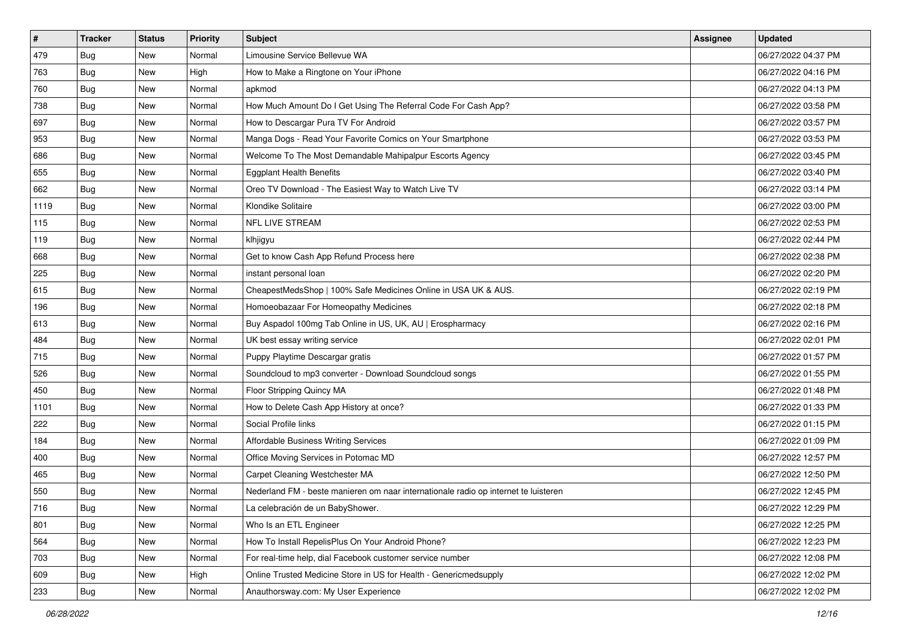| # | Tracker | Status | Priority | Subject | Assignee | Updated |
|---|---|---|---|---|---|---|
| 479 | Bug | New | Normal | Limousine Service Bellevue WA | | 06/27/2022 04:37 PM |
| 763 | Bug | New | High | How to Make a Ringtone on Your iPhone | | 06/27/2022 04:16 PM |
| 760 | Bug | New | Normal | apkmod | | 06/27/2022 04:13 PM |
| 738 | Bug | New | Normal | How Much Amount Do I Get Using The Referral Code For Cash App? | | 06/27/2022 03:58 PM |
| 697 | Bug | New | Normal | How to Descargar Pura TV For Android | | 06/27/2022 03:57 PM |
| 953 | Bug | New | Normal | Manga Dogs - Read Your Favorite Comics on Your Smartphone | | 06/27/2022 03:53 PM |
| 686 | Bug | New | Normal | Welcome To The Most Demandable Mahipalpur Escorts Agency | | 06/27/2022 03:45 PM |
| 655 | Bug | New | Normal | Eggplant Health Benefits | | 06/27/2022 03:40 PM |
| 662 | Bug | New | Normal | Oreo TV Download - The Easiest Way to Watch Live TV | | 06/27/2022 03:14 PM |
| 1119 | Bug | New | Normal | Klondike Solitaire | | 06/27/2022 03:00 PM |
| 115 | Bug | New | Normal | NFL LIVE STREAM | | 06/27/2022 02:53 PM |
| 119 | Bug | New | Normal | klhjigyu | | 06/27/2022 02:44 PM |
| 668 | Bug | New | Normal | Get to know Cash App Refund Process here | | 06/27/2022 02:38 PM |
| 225 | Bug | New | Normal | instant personal loan | | 06/27/2022 02:20 PM |
| 615 | Bug | New | Normal | CheapestMedsShop \| 100% Safe Medicines Online in USA UK & AUS. | | 06/27/2022 02:19 PM |
| 196 | Bug | New | Normal | Homoeobazaar For Homeopathy Medicines | | 06/27/2022 02:18 PM |
| 613 | Bug | New | Normal | Buy Aspadol 100mg Tab Online in US, UK, AU \| Erospharmacy | | 06/27/2022 02:16 PM |
| 484 | Bug | New | Normal | UK best essay writing service | | 06/27/2022 02:01 PM |
| 715 | Bug | New | Normal | Puppy Playtime Descargar gratis | | 06/27/2022 01:57 PM |
| 526 | Bug | New | Normal | Soundcloud to mp3 converter - Download Soundcloud songs | | 06/27/2022 01:55 PM |
| 450 | Bug | New | Normal | Floor Stripping Quincy MA | | 06/27/2022 01:48 PM |
| 1101 | Bug | New | Normal | How to Delete Cash App History at once? | | 06/27/2022 01:33 PM |
| 222 | Bug | New | Normal | Social Profile links | | 06/27/2022 01:15 PM |
| 184 | Bug | New | Normal | Affordable Business Writing Services | | 06/27/2022 01:09 PM |
| 400 | Bug | New | Normal | Office Moving Services in Potomac MD | | 06/27/2022 12:57 PM |
| 465 | Bug | New | Normal | Carpet Cleaning Westchester MA | | 06/27/2022 12:50 PM |
| 550 | Bug | New | Normal | Nederland FM - beste manieren om naar internationale radio op internet te luisteren | | 06/27/2022 12:45 PM |
| 716 | Bug | New | Normal | La celebración de un BabyShower. | | 06/27/2022 12:29 PM |
| 801 | Bug | New | Normal | Who Is an ETL Engineer | | 06/27/2022 12:25 PM |
| 564 | Bug | New | Normal | How To Install RepelisPlus On Your Android Phone? | | 06/27/2022 12:23 PM |
| 703 | Bug | New | Normal | For real-time help, dial Facebook customer service number | | 06/27/2022 12:08 PM |
| 609 | Bug | New | High | Online Trusted Medicine Store in US for Health - Genericmedsupply | | 06/27/2022 12:02 PM |
| 233 | Bug | New | Normal | Anauthorsway.com: My User Experience | | 06/27/2022 12:02 PM |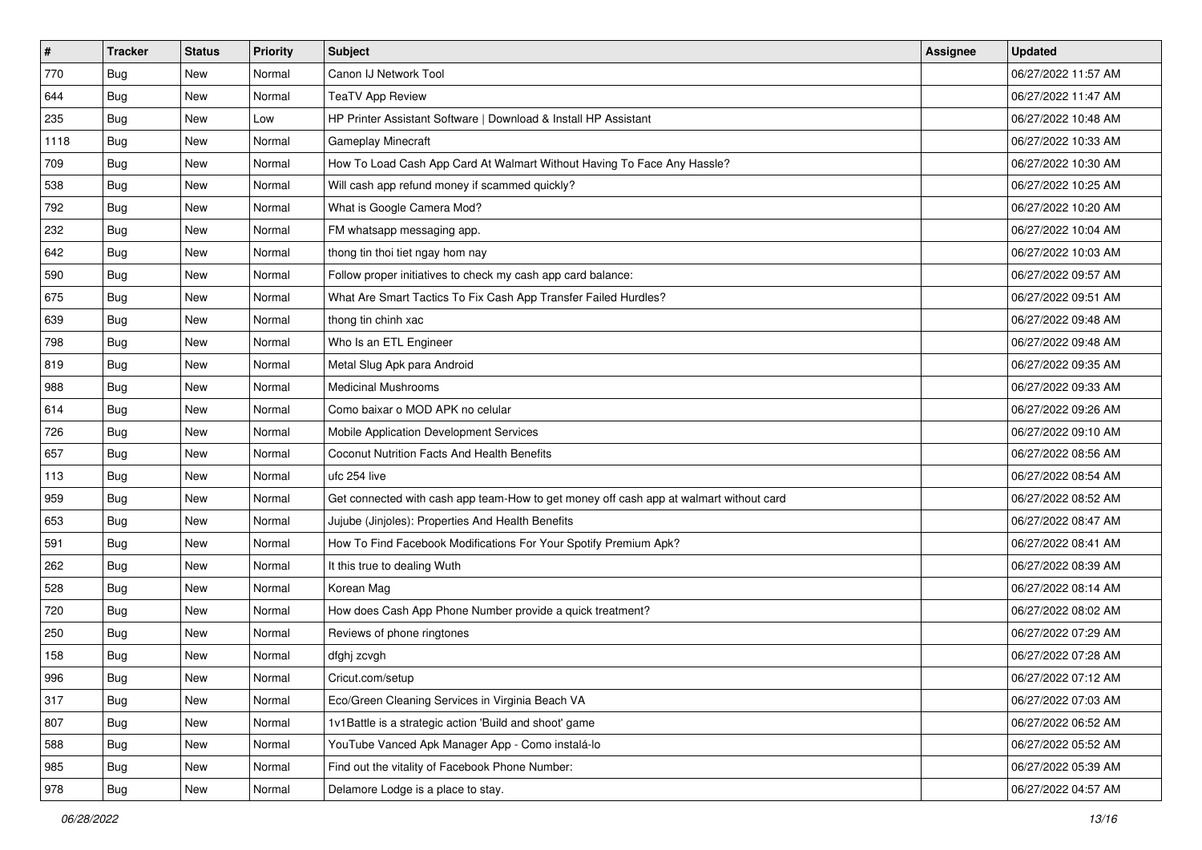| # | Tracker | Status | Priority | Subject | Assignee | Updated |
|---|---|---|---|---|---|---|
| 770 | Bug | New | Normal | Canon IJ Network Tool | | 06/27/2022 11:57 AM |
| 644 | Bug | New | Normal | TeaTV App Review | | 06/27/2022 11:47 AM |
| 235 | Bug | New | Low | HP Printer Assistant Software \| Download & Install HP Assistant | | 06/27/2022 10:48 AM |
| 1118 | Bug | New | Normal | Gameplay Minecraft | | 06/27/2022 10:33 AM |
| 709 | Bug | New | Normal | How To Load Cash App Card At Walmart Without Having To Face Any Hassle? | | 06/27/2022 10:30 AM |
| 538 | Bug | New | Normal | Will cash app refund money if scammed quickly? | | 06/27/2022 10:25 AM |
| 792 | Bug | New | Normal | What is Google Camera Mod? | | 06/27/2022 10:20 AM |
| 232 | Bug | New | Normal | FM whatsapp messaging app. | | 06/27/2022 10:04 AM |
| 642 | Bug | New | Normal | thong tin thoi tiet ngay hom nay | | 06/27/2022 10:03 AM |
| 590 | Bug | New | Normal | Follow proper initiatives to check my cash app card balance: | | 06/27/2022 09:57 AM |
| 675 | Bug | New | Normal | What Are Smart Tactics To Fix Cash App Transfer Failed Hurdles? | | 06/27/2022 09:51 AM |
| 639 | Bug | New | Normal | thong tin chinh xac | | 06/27/2022 09:48 AM |
| 798 | Bug | New | Normal | Who Is an ETL Engineer | | 06/27/2022 09:48 AM |
| 819 | Bug | New | Normal | Metal Slug Apk para Android | | 06/27/2022 09:35 AM |
| 988 | Bug | New | Normal | Medicinal Mushrooms | | 06/27/2022 09:33 AM |
| 614 | Bug | New | Normal | Como baixar o MOD APK no celular | | 06/27/2022 09:26 AM |
| 726 | Bug | New | Normal | Mobile Application Development Services | | 06/27/2022 09:10 AM |
| 657 | Bug | New | Normal | Coconut Nutrition Facts And Health Benefits | | 06/27/2022 08:56 AM |
| 113 | Bug | New | Normal | ufc 254 live | | 06/27/2022 08:54 AM |
| 959 | Bug | New | Normal | Get connected with cash app team-How to get money off cash app at walmart without card | | 06/27/2022 08:52 AM |
| 653 | Bug | New | Normal | Jujube (Jinjoles): Properties And Health Benefits | | 06/27/2022 08:47 AM |
| 591 | Bug | New | Normal | How To Find Facebook Modifications For Your Spotify Premium Apk? | | 06/27/2022 08:41 AM |
| 262 | Bug | New | Normal | It this true to dealing Wuth | | 06/27/2022 08:39 AM |
| 528 | Bug | New | Normal | Korean Mag | | 06/27/2022 08:14 AM |
| 720 | Bug | New | Normal | How does Cash App Phone Number provide a quick treatment? | | 06/27/2022 08:02 AM |
| 250 | Bug | New | Normal | Reviews of phone ringtones | | 06/27/2022 07:29 AM |
| 158 | Bug | New | Normal | dfghj zcvgh | | 06/27/2022 07:28 AM |
| 996 | Bug | New | Normal | Cricut.com/setup | | 06/27/2022 07:12 AM |
| 317 | Bug | New | Normal | Eco/Green Cleaning Services in Virginia Beach VA | | 06/27/2022 07:03 AM |
| 807 | Bug | New | Normal | 1v1Battle is a strategic action 'Build and shoot' game | | 06/27/2022 06:52 AM |
| 588 | Bug | New | Normal | YouTube Vanced Apk Manager App - Como instalá-lo | | 06/27/2022 05:52 AM |
| 985 | Bug | New | Normal | Find out the vitality of Facebook Phone Number: | | 06/27/2022 05:39 AM |
| 978 | Bug | New | Normal | Delamore Lodge is a place to stay. | | 06/27/2022 04:57 AM |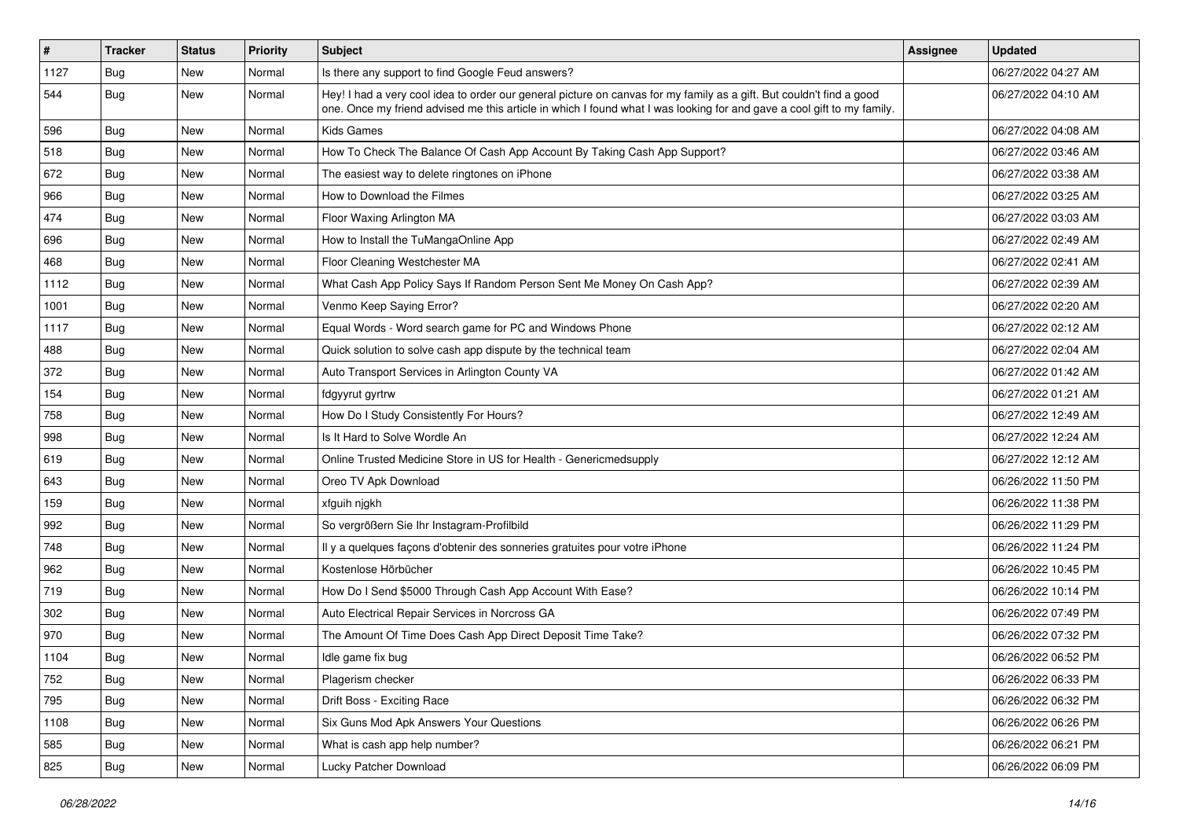| # | Tracker | Status | Priority | Subject | Assignee | Updated |
|---|---|---|---|---|---|---|
| 1127 | Bug | New | Normal | Is there any support to find Google Feud answers? | | 06/27/2022 04:27 AM |
| 544 | Bug | New | Normal | Hey! I had a very cool idea to order our general picture on canvas for my family as a gift. But couldn't find a good one. Once my friend advised me this article in which I found what I was looking for and gave a cool gift to my family. | | 06/27/2022 04:10 AM |
| 596 | Bug | New | Normal | Kids Games | | 06/27/2022 04:08 AM |
| 518 | Bug | New | Normal | How To Check The Balance Of Cash App Account By Taking Cash App Support? | | 06/27/2022 03:46 AM |
| 672 | Bug | New | Normal | The easiest way to delete ringtones on iPhone | | 06/27/2022 03:38 AM |
| 966 | Bug | New | Normal | How to Download the Filmes | | 06/27/2022 03:25 AM |
| 474 | Bug | New | Normal | Floor Waxing Arlington MA | | 06/27/2022 03:03 AM |
| 696 | Bug | New | Normal | How to Install the TuMangaOnline App | | 06/27/2022 02:49 AM |
| 468 | Bug | New | Normal | Floor Cleaning Westchester MA | | 06/27/2022 02:41 AM |
| 1112 | Bug | New | Normal | What Cash App Policy Says If Random Person Sent Me Money On Cash App? | | 06/27/2022 02:39 AM |
| 1001 | Bug | New | Normal | Venmo Keep Saying Error? | | 06/27/2022 02:20 AM |
| 1117 | Bug | New | Normal | Equal Words - Word search game for PC and Windows Phone | | 06/27/2022 02:12 AM |
| 488 | Bug | New | Normal | Quick solution to solve cash app dispute by the technical team | | 06/27/2022 02:04 AM |
| 372 | Bug | New | Normal | Auto Transport Services in Arlington County VA | | 06/27/2022 01:42 AM |
| 154 | Bug | New | Normal | fdgyyrut gyrtrw | | 06/27/2022 01:21 AM |
| 758 | Bug | New | Normal | How Do I Study Consistently For Hours? | | 06/27/2022 12:49 AM |
| 998 | Bug | New | Normal | Is It Hard to Solve Wordle An | | 06/27/2022 12:24 AM |
| 619 | Bug | New | Normal | Online Trusted Medicine Store in US for Health - Genericmedsupply | | 06/27/2022 12:12 AM |
| 643 | Bug | New | Normal | Oreo TV Apk Download | | 06/26/2022 11:50 PM |
| 159 | Bug | New | Normal | xfguih njgkh | | 06/26/2022 11:38 PM |
| 992 | Bug | New | Normal | So vergrößern Sie Ihr Instagram-Profilbild | | 06/26/2022 11:29 PM |
| 748 | Bug | New | Normal | Il y a quelques façons d'obtenir des sonneries gratuites pour votre iPhone | | 06/26/2022 11:24 PM |
| 962 | Bug | New | Normal | Kostenlose Hörbücher | | 06/26/2022 10:45 PM |
| 719 | Bug | New | Normal | How Do I Send $5000 Through Cash App Account With Ease? | | 06/26/2022 10:14 PM |
| 302 | Bug | New | Normal | Auto Electrical Repair Services in Norcross GA | | 06/26/2022 07:49 PM |
| 970 | Bug | New | Normal | The Amount Of Time Does Cash App Direct Deposit Time Take? | | 06/26/2022 07:32 PM |
| 1104 | Bug | New | Normal | Idle game fix bug | | 06/26/2022 06:52 PM |
| 752 | Bug | New | Normal | Plagerism checker | | 06/26/2022 06:33 PM |
| 795 | Bug | New | Normal | Drift Boss - Exciting Race | | 06/26/2022 06:32 PM |
| 1108 | Bug | New | Normal | Six Guns Mod Apk Answers Your Questions | | 06/26/2022 06:26 PM |
| 585 | Bug | New | Normal | What is cash app help number? | | 06/26/2022 06:21 PM |
| 825 | Bug | New | Normal | Lucky Patcher Download | | 06/26/2022 06:09 PM |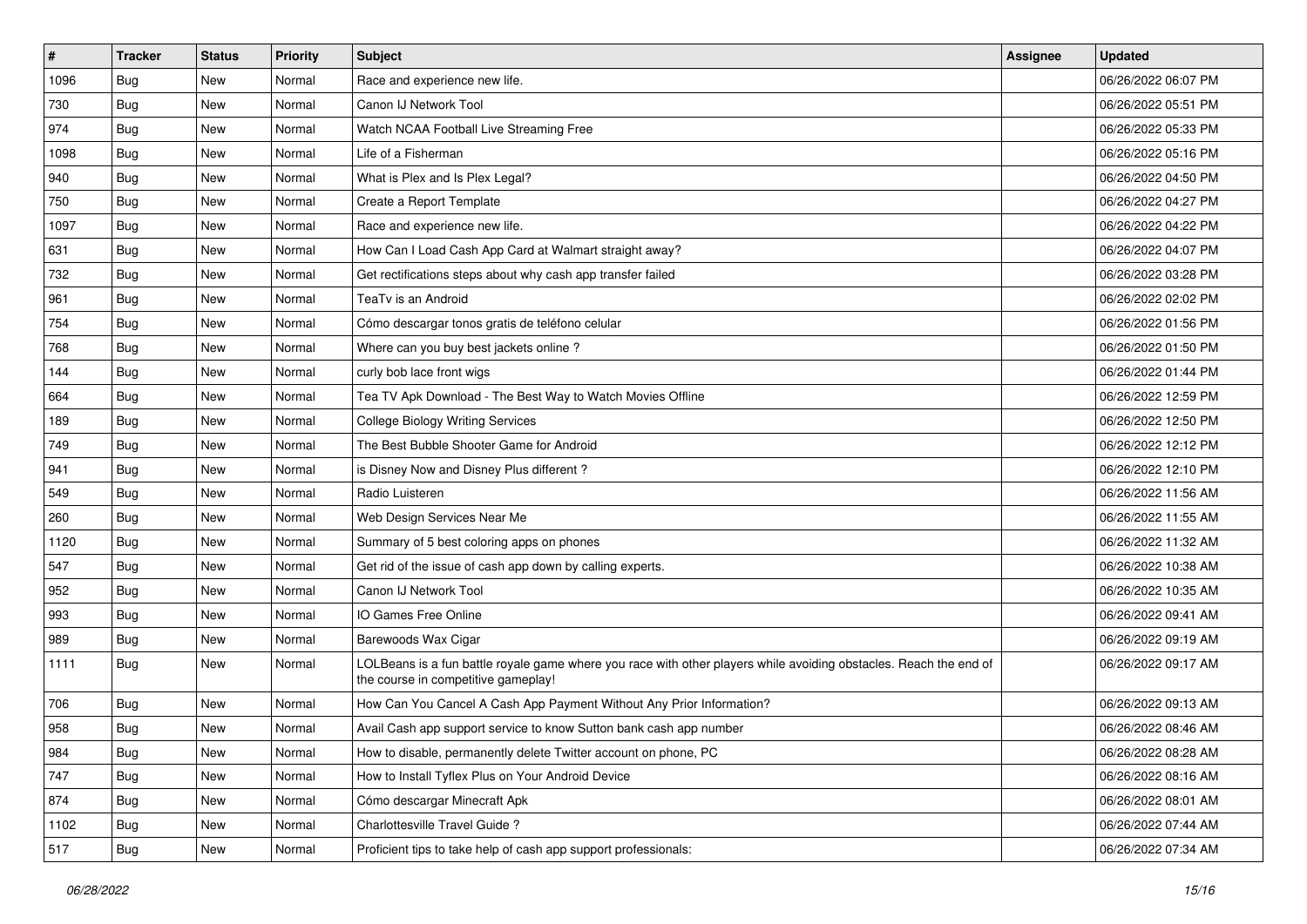| # | Tracker | Status | Priority | Subject | Assignee | Updated |
|---|---|---|---|---|---|---|
| 1096 | Bug | New | Normal | Race and experience new life. | | 06/26/2022 06:07 PM |
| 730 | Bug | New | Normal | Canon IJ Network Tool | | 06/26/2022 05:51 PM |
| 974 | Bug | New | Normal | Watch NCAA Football Live Streaming Free | | 06/26/2022 05:33 PM |
| 1098 | Bug | New | Normal | Life of a Fisherman | | 06/26/2022 05:16 PM |
| 940 | Bug | New | Normal | What is Plex and Is Plex Legal? | | 06/26/2022 04:50 PM |
| 750 | Bug | New | Normal | Create a Report Template | | 06/26/2022 04:27 PM |
| 1097 | Bug | New | Normal | Race and experience new life. | | 06/26/2022 04:22 PM |
| 631 | Bug | New | Normal | How Can I Load Cash App Card at Walmart straight away? | | 06/26/2022 04:07 PM |
| 732 | Bug | New | Normal | Get rectifications steps about why cash app transfer failed | | 06/26/2022 03:28 PM |
| 961 | Bug | New | Normal | TeaTv is an Android | | 06/26/2022 02:02 PM |
| 754 | Bug | New | Normal | Cómo descargar tonos gratis de teléfono celular | | 06/26/2022 01:56 PM |
| 768 | Bug | New | Normal | Where can you buy best jackets online ? | | 06/26/2022 01:50 PM |
| 144 | Bug | New | Normal | curly bob lace front wigs | | 06/26/2022 01:44 PM |
| 664 | Bug | New | Normal | Tea TV Apk Download - The Best Way to Watch Movies Offline | | 06/26/2022 12:59 PM |
| 189 | Bug | New | Normal | College Biology Writing Services | | 06/26/2022 12:50 PM |
| 749 | Bug | New | Normal | The Best Bubble Shooter Game for Android | | 06/26/2022 12:12 PM |
| 941 | Bug | New | Normal | is Disney Now and Disney Plus different ? | | 06/26/2022 12:10 PM |
| 549 | Bug | New | Normal | Radio Luisteren | | 06/26/2022 11:56 AM |
| 260 | Bug | New | Normal | Web Design Services Near Me | | 06/26/2022 11:55 AM |
| 1120 | Bug | New | Normal | Summary of 5 best coloring apps on phones | | 06/26/2022 11:32 AM |
| 547 | Bug | New | Normal | Get rid of the issue of cash app down by calling experts. | | 06/26/2022 10:38 AM |
| 952 | Bug | New | Normal | Canon IJ Network Tool | | 06/26/2022 10:35 AM |
| 993 | Bug | New | Normal | IO Games Free Online | | 06/26/2022 09:41 AM |
| 989 | Bug | New | Normal | Barewoods Wax Cigar | | 06/26/2022 09:19 AM |
| 1111 | Bug | New | Normal | LOLBeans is a fun battle royale game where you race with other players while avoiding obstacles. Reach the end of the course in competitive gameplay! | | 06/26/2022 09:17 AM |
| 706 | Bug | New | Normal | How Can You Cancel A Cash App Payment Without Any Prior Information? | | 06/26/2022 09:13 AM |
| 958 | Bug | New | Normal | Avail Cash app support service to know Sutton bank cash app number | | 06/26/2022 08:46 AM |
| 984 | Bug | New | Normal | How to disable, permanently delete Twitter account on phone, PC | | 06/26/2022 08:28 AM |
| 747 | Bug | New | Normal | How to Install Tyflex Plus on Your Android Device | | 06/26/2022 08:16 AM |
| 874 | Bug | New | Normal | Cómo descargar Minecraft Apk | | 06/26/2022 08:01 AM |
| 1102 | Bug | New | Normal | Charlottesville Travel Guide ? | | 06/26/2022 07:44 AM |
| 517 | Bug | New | Normal | Proficient tips to take help of cash app support professionals: | | 06/26/2022 07:34 AM |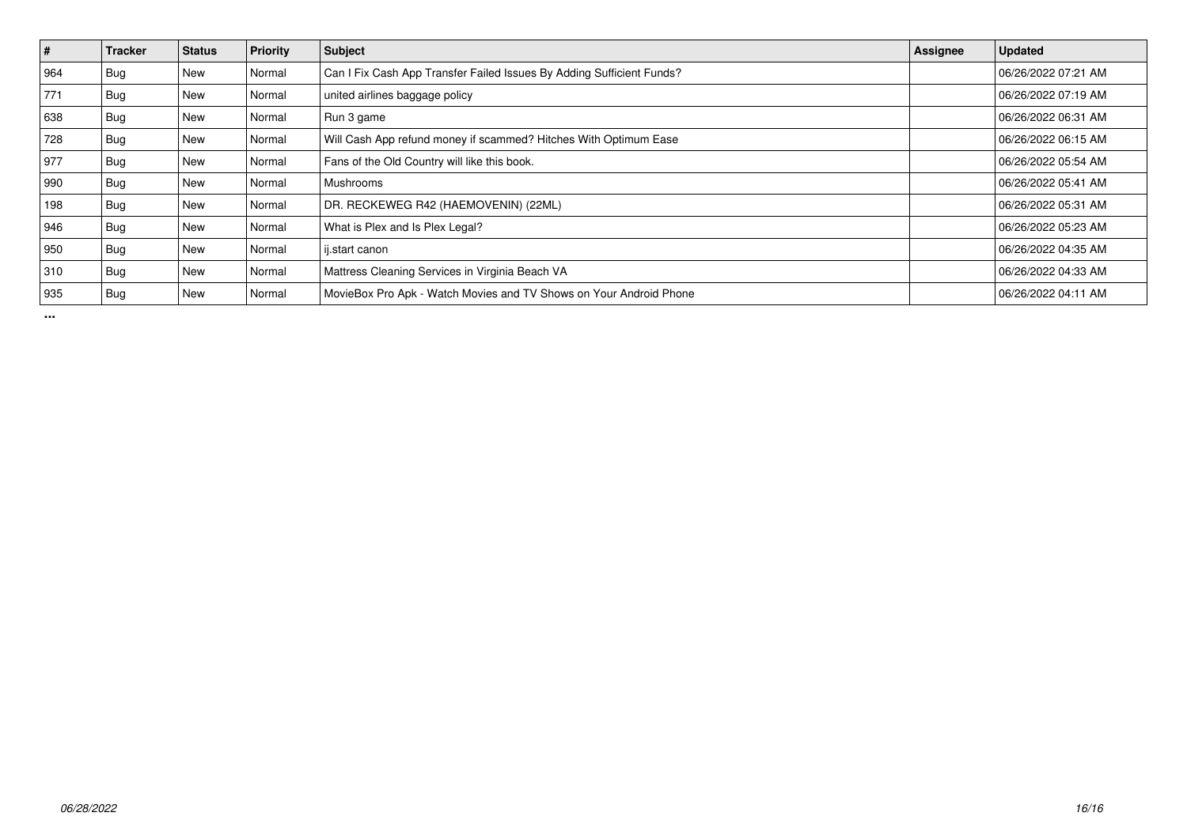| # | Tracker | Status | Priority | Subject | Assignee | Updated |
|---|---|---|---|---|---|---|
| 964 | Bug | New | Normal | Can I Fix Cash App Transfer Failed Issues By Adding Sufficient Funds? | | 06/26/2022 07:21 AM |
| 771 | Bug | New | Normal | united airlines baggage policy | | 06/26/2022 07:19 AM |
| 638 | Bug | New | Normal | Run 3 game | | 06/26/2022 06:31 AM |
| 728 | Bug | New | Normal | Will Cash App refund money if scammed? Hitches With Optimum Ease | | 06/26/2022 06:15 AM |
| 977 | Bug | New | Normal | Fans of the Old Country will like this book. | | 06/26/2022 05:54 AM |
| 990 | Bug | New | Normal | Mushrooms | | 06/26/2022 05:41 AM |
| 198 | Bug | New | Normal | DR. RECKEWEG R42 (HAEMOVENIN) (22ML) | | 06/26/2022 05:31 AM |
| 946 | Bug | New | Normal | What is Plex and Is Plex Legal? | | 06/26/2022 05:23 AM |
| 950 | Bug | New | Normal | ij.start canon | | 06/26/2022 04:35 AM |
| 310 | Bug | New | Normal | Mattress Cleaning Services in Virginia Beach VA | | 06/26/2022 04:33 AM |
| 935 | Bug | New | Normal | MovieBox Pro Apk - Watch Movies and TV Shows on Your Android Phone | | 06/26/2022 04:11 AM |

...